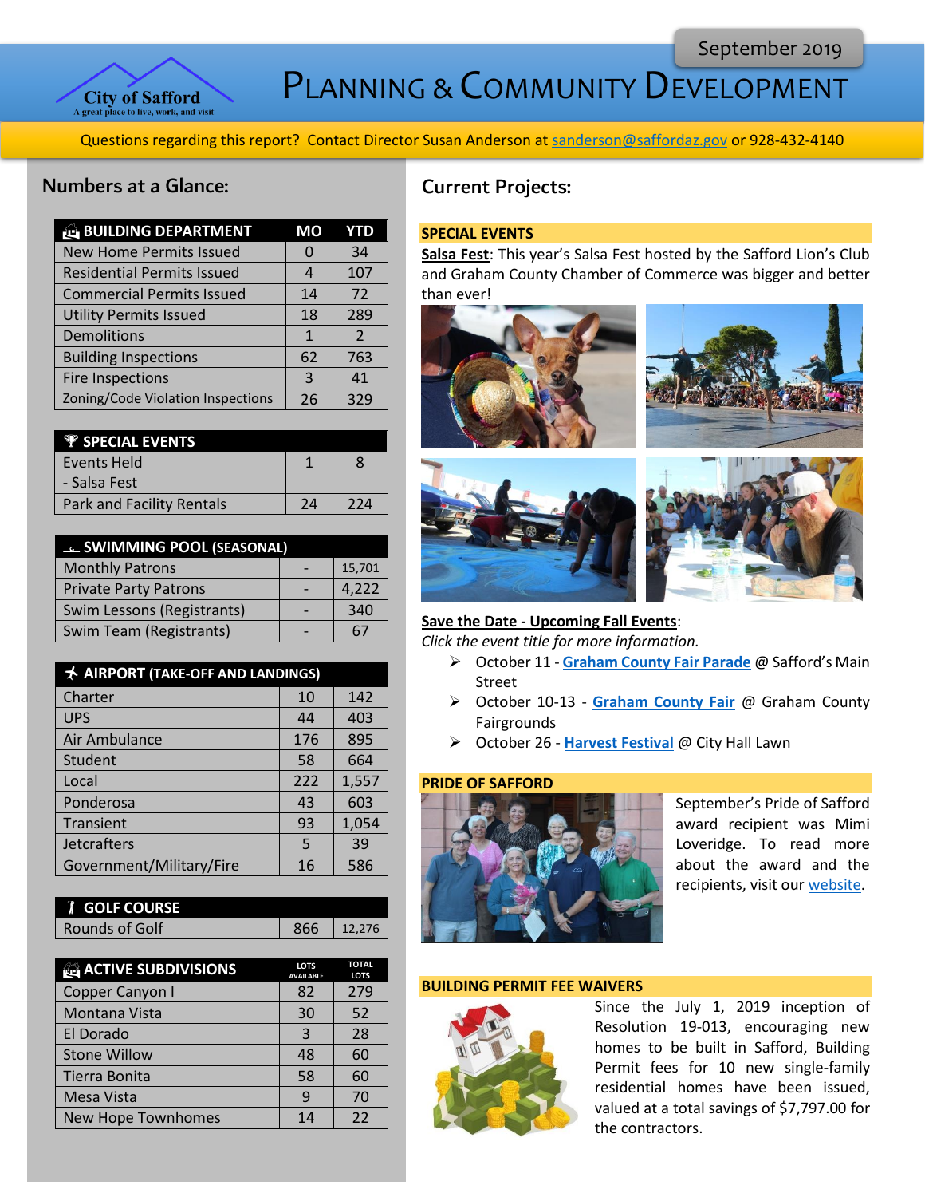September 2019

# PLANNING & COMMUNITY DEVELOPMENT

City of Safford
A great place to live, work, and visit

Questions regarding this report? Contact Director Susan Anderson at sanderson@saffordaz.gov or 928-432-4140

## Numbers at a Glance:

| BUILDING DEPARTMENT | MO | YTD |
|---|---|---|
| New Home Permits Issued | 0 | 34 |
| Residential Permits Issued | 4 | 107 |
| Commercial Permits Issued | 14 | 72 |
| Utility Permits Issued | 18 | 289 |
| Demolitions | 1 | 2 |
| Building Inspections | 62 | 763 |
| Fire Inspections | 3 | 41 |
| Zoning/Code Violation Inspections | 26 | 329 |

| SPECIAL EVENTS | | |
|---|---|---|
| Events Held - Salsa Fest | 1 | 8 |
| Park and Facility Rentals | 24 | 224 |

| SWIMMING POOL (SEASONAL) | | |
|---|---|---|
| Monthly Patrons | - | 15,701 |
| Private Party Patrons | - | 4,222 |
| Swim Lessons (Registrants) | - | 340 |
| Swim Team (Registrants) | - | 67 |

| AIRPORT (TAKE-OFF AND LANDINGS) | | |
|---|---|---|
| Charter | 10 | 142 |
| UPS | 44 | 403 |
| Air Ambulance | 176 | 895 |
| Student | 58 | 664 |
| Local | 222 | 1,557 |
| Ponderosa | 43 | 603 |
| Transient | 93 | 1,054 |
| Jetcrafters | 5 | 39 |
| Government/Military/Fire | 16 | 586 |

| GOLF COURSE | | |
|---|---|---|
| Rounds of Golf | 866 | 12,276 |

| ACTIVE SUBDIVISIONS | LOTS AVAILABLE | TOTAL LOTS |
|---|---|---|
| Copper Canyon I | 82 | 279 |
| Montana Vista | 30 | 52 |
| El Dorado | 3 | 28 |
| Stone Willow | 48 | 60 |
| Tierra Bonita | 58 | 60 |
| Mesa Vista | 9 | 70 |
| New Hope Townhomes | 14 | 22 |

## Current Projects:

### SPECIAL EVENTS

**Salsa Fest**: This year's Salsa Fest hosted by the Safford Lion's Club and Graham County Chamber of Commerce was bigger and better than ever!

**Save the Date - Upcoming Fall Events**:
*Click the event title for more information.*

- October 11 - **Graham County Fair Parade** @ Safford's Main Street
- October 10-13 - **Graham County Fair** @ Graham County Fairgrounds
- October 26 - **Harvest Festival** @ City Hall Lawn

### PRIDE OF SAFFORD

September's Pride of Safford award recipient was Mimi Loveridge. To read more about the award and the recipients, visit our website.

### BUILDING PERMIT FEE WAIVERS

Since the July 1, 2019 inception of Resolution 19-013, encouraging new homes to be built in Safford, Building Permit fees for 10 new single-family residential homes have been issued, valued at a total savings of $7,797.00 for the contractors.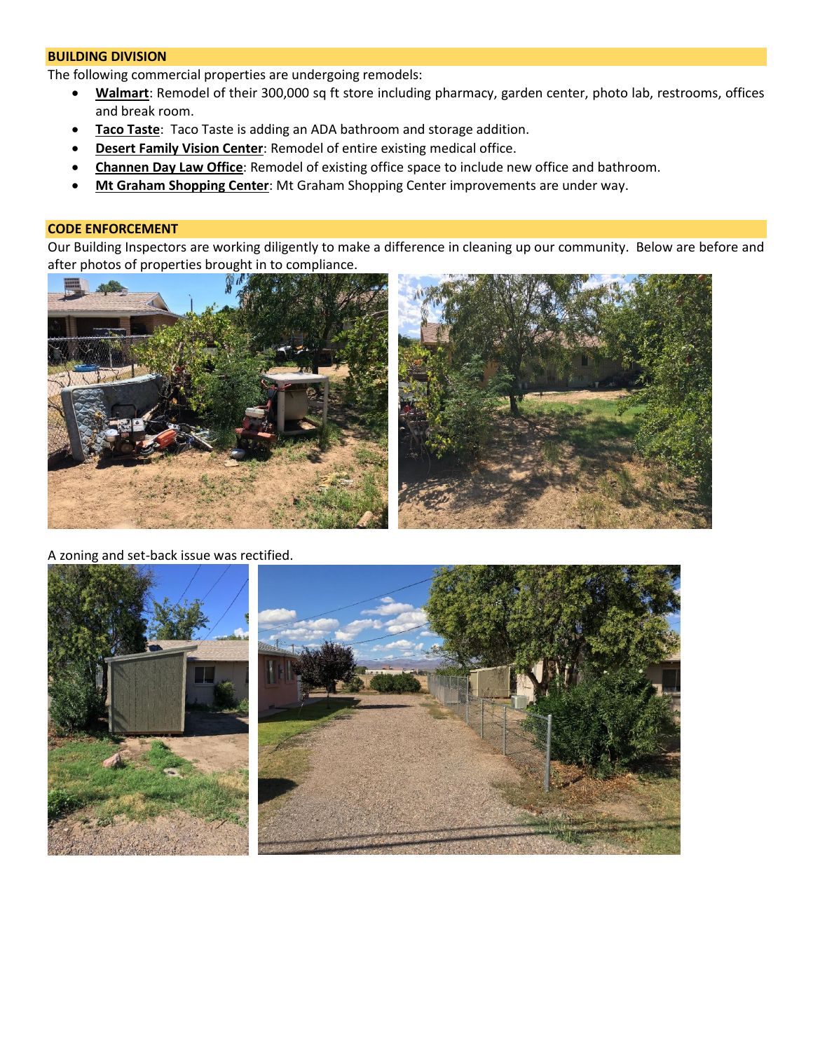## BUILDING DIVISION

The following commercial properties are undergoing remodels:

- **Walmart**: Remodel of their 300,000 sq ft store including pharmacy, garden center, photo lab, restrooms, offices and break room.
- **Taco Taste**: Taco Taste is adding an ADA bathroom and storage addition.
- **Desert Family Vision Center**: Remodel of entire existing medical office.
- **Channen Day Law Office**: Remodel of existing office space to include new office and bathroom.
- **Mt Graham Shopping Center**: Mt Graham Shopping Center improvements are under way.

## CODE ENFORCEMENT

Our Building Inspectors are working diligently to make a difference in cleaning up our community. Below are before and after photos of properties brought in to compliance.

A zoning and set-back issue was rectified.